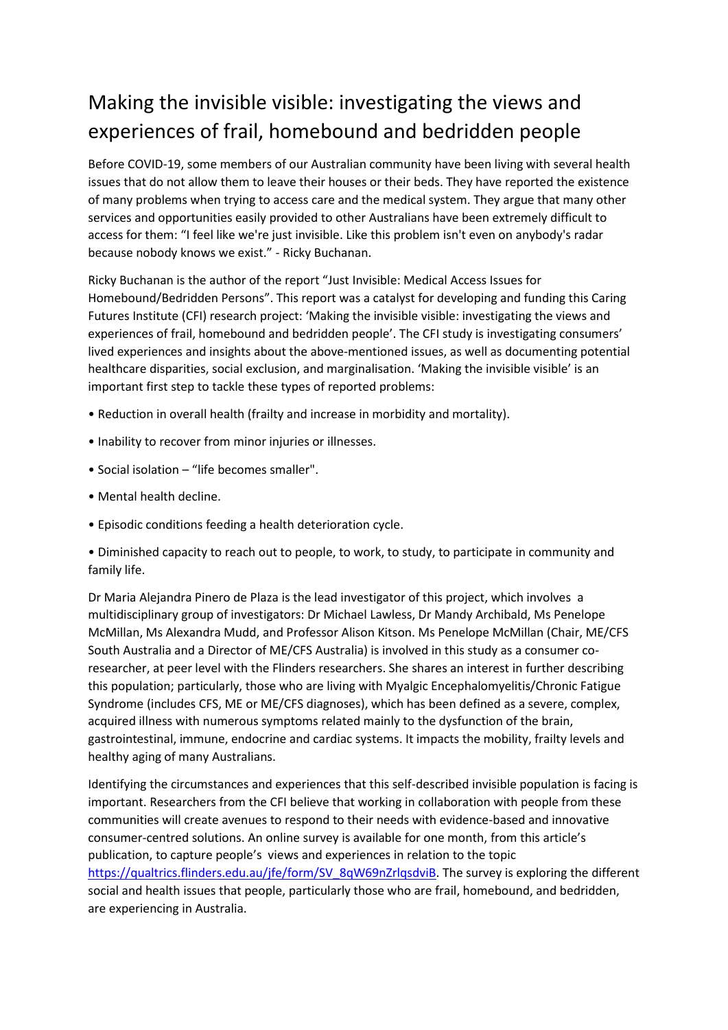# Making the invisible visible: investigating the views and experiences of frail, homebound and bedridden people

Before COVID-19, some members of our Australian community have been living with several health issues that do not allow them to leave their houses or their beds. They have reported the existence of many problems when trying to access care and the medical system. They argue that many other services and opportunities easily provided to other Australians have been extremely difficult to access for them: "I feel like we're just invisible. Like this problem isn't even on anybody's radar because nobody knows we exist." - Ricky Buchanan.

Ricky Buchanan is the author of the report "Just Invisible: Medical Access Issues for Homebound/Bedridden Persons". This report was a catalyst for developing and funding this Caring Futures Institute (CFI) research project: 'Making the invisible visible: investigating the views and experiences of frail, homebound and bedridden people'. The CFI study is investigating consumers' lived experiences and insights about the above-mentioned issues, as well as documenting potential healthcare disparities, social exclusion, and marginalisation. 'Making the invisible visible' is an important first step to tackle these types of reported problems:

- Reduction in overall health (frailty and increase in morbidity and mortality).
- Inability to recover from minor injuries or illnesses.
- Social isolation – "life becomes smaller".
- Mental health decline.
- Episodic conditions feeding a health deterioration cycle.
- Diminished capacity to reach out to people, to work, to study, to participate in community and family life.

Dr Maria Alejandra Pinero de Plaza is the lead investigator of this project, which involves a multidisciplinary group of investigators: Dr Michael Lawless, Dr Mandy Archibald, Ms Penelope McMillan, Ms Alexandra Mudd, and Professor Alison Kitson. Ms Penelope McMillan (Chair, ME/CFS South Australia and a Director of ME/CFS Australia) is involved in this study as a consumer co-researcher, at peer level with the Flinders researchers. She shares an interest in further describing this population; particularly, those who are living with Myalgic Encephalomyelitis/Chronic Fatigue Syndrome (includes CFS, ME or ME/CFS diagnoses), which has been defined as a severe, complex, acquired illness with numerous symptoms related mainly to the dysfunction of the brain, gastrointestinal, immune, endocrine and cardiac systems. It impacts the mobility, frailty levels and healthy aging of many Australians.

Identifying the circumstances and experiences that this self-described invisible population is facing is important. Researchers from the CFI believe that working in collaboration with people from these communities will create avenues to respond to their needs with evidence-based and innovative consumer-centred solutions. An online survey is available for one month, from this article's publication, to capture people's views and experiences in relation to the topic https://qualtrics.flinders.edu.au/jfe/form/SV_8qW69nZrlqsdviB. The survey is exploring the different social and health issues that people, particularly those who are frail, homebound, and bedridden, are experiencing in Australia.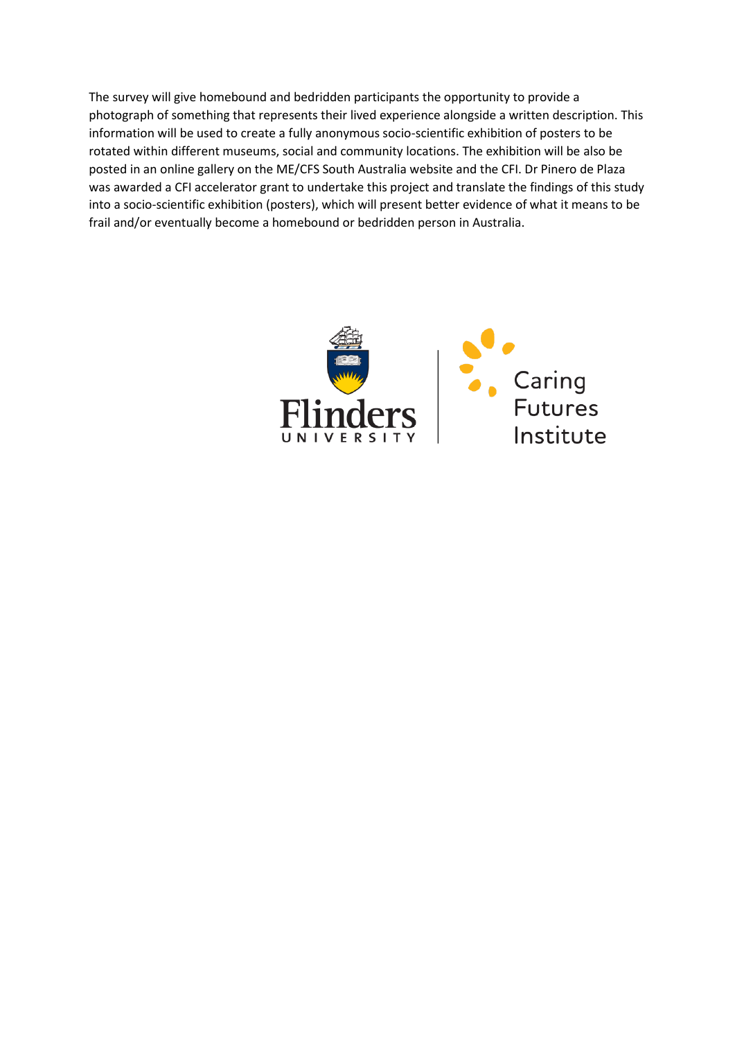The survey will give homebound and bedridden participants the opportunity to provide a photograph of something that represents their lived experience alongside a written description. This information will be used to create a fully anonymous socio-scientific exhibition of posters to be rotated within different museums, social and community locations. The exhibition will be also be posted in an online gallery on the ME/CFS South Australia website and the CFI. Dr Pinero de Plaza was awarded a CFI accelerator grant to undertake this project and translate the findings of this study into a socio-scientific exhibition (posters), which will present better evidence of what it means to be frail and/or eventually become a homebound or bedridden person in Australia.

Flinders UNIVERSITY | Caring Futures Institute